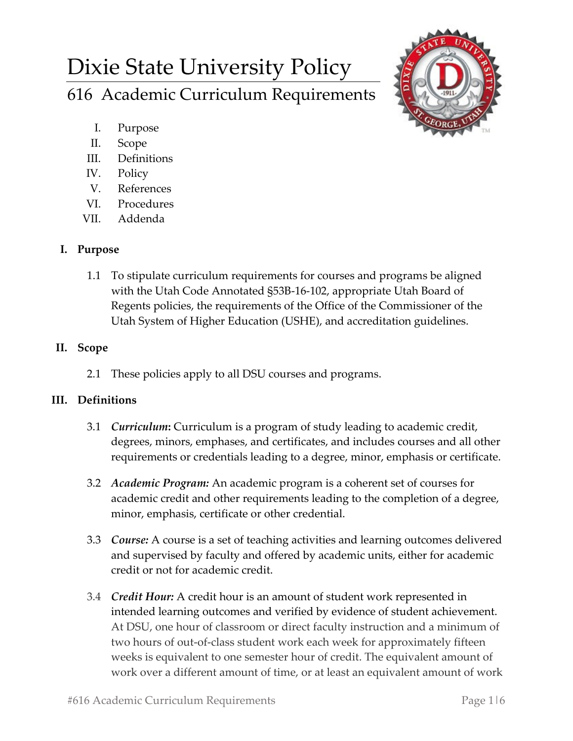# Dixie State University Policy

## 616 Academic Curriculum Requirements

I. Purpose
II. Scope
III. Definitions
IV. Policy
V. References
VI. Procedures
VII. Addenda

### I. Purpose

1.1 To stipulate curriculum requirements for courses and programs be aligned with the Utah Code Annotated §53B-16-102, appropriate Utah Board of Regents policies, the requirements of the Office of the Commissioner of the Utah System of Higher Education (USHE), and accreditation guidelines.

### II. Scope

2.1 These policies apply to all DSU courses and programs.

### III. Definitions

3.1 ***Curriculum*:** Curriculum is a program of study leading to academic credit, degrees, minors, emphases, and certificates, and includes courses and all other requirements or credentials leading to a degree, minor, emphasis or certificate.

3.2 ***Academic Program:*** An academic program is a coherent set of courses for academic credit and other requirements leading to the completion of a degree, minor, emphasis, certificate or other credential.

3.3 ***Course:*** A course is a set of teaching activities and learning outcomes delivered and supervised by faculty and offered by academic units, either for academic credit or not for academic credit.

3.4 ***Credit Hour:*** A credit hour is an amount of student work represented in intended learning outcomes and verified by evidence of student achievement. At DSU, one hour of classroom or direct faculty instruction and a minimum of two hours of out-of-class student work each week for approximately fifteen weeks is equivalent to one semester hour of credit. The equivalent amount of work over a different amount of time, or at least an equivalent amount of work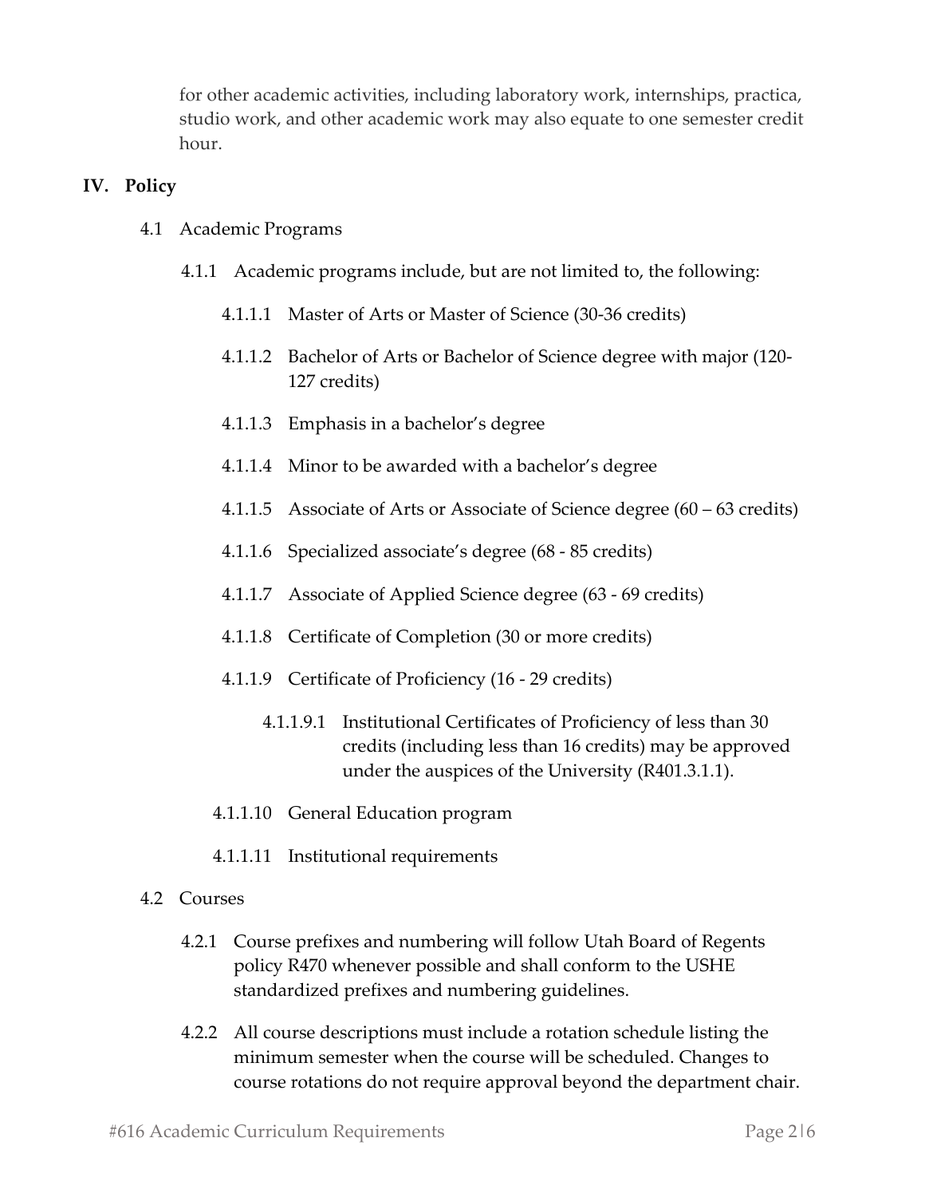for other academic activities, including laboratory work, internships, practica, studio work, and other academic work may also equate to one semester credit hour.

## IV. Policy

4.1 Academic Programs

4.1.1 Academic programs include, but are not limited to, the following:

4.1.1.1 Master of Arts or Master of Science (30-36 credits)

4.1.1.2 Bachelor of Arts or Bachelor of Science degree with major (120-127 credits)

4.1.1.3 Emphasis in a bachelor's degree

4.1.1.4 Minor to be awarded with a bachelor's degree

4.1.1.5 Associate of Arts or Associate of Science degree (60 – 63 credits)

4.1.1.6 Specialized associate's degree (68 - 85 credits)

4.1.1.7 Associate of Applied Science degree (63 - 69 credits)

4.1.1.8 Certificate of Completion (30 or more credits)

4.1.1.9 Certificate of Proficiency (16 - 29 credits)

4.1.1.9.1 Institutional Certificates of Proficiency of less than 30 credits (including less than 16 credits) may be approved under the auspices of the University (R401.3.1.1).

4.1.1.10 General Education program

4.1.1.11 Institutional requirements

4.2 Courses

4.2.1 Course prefixes and numbering will follow Utah Board of Regents policy R470 whenever possible and shall conform to the USHE standardized prefixes and numbering guidelines.

4.2.2 All course descriptions must include a rotation schedule listing the minimum semester when the course will be scheduled. Changes to course rotations do not require approval beyond the department chair.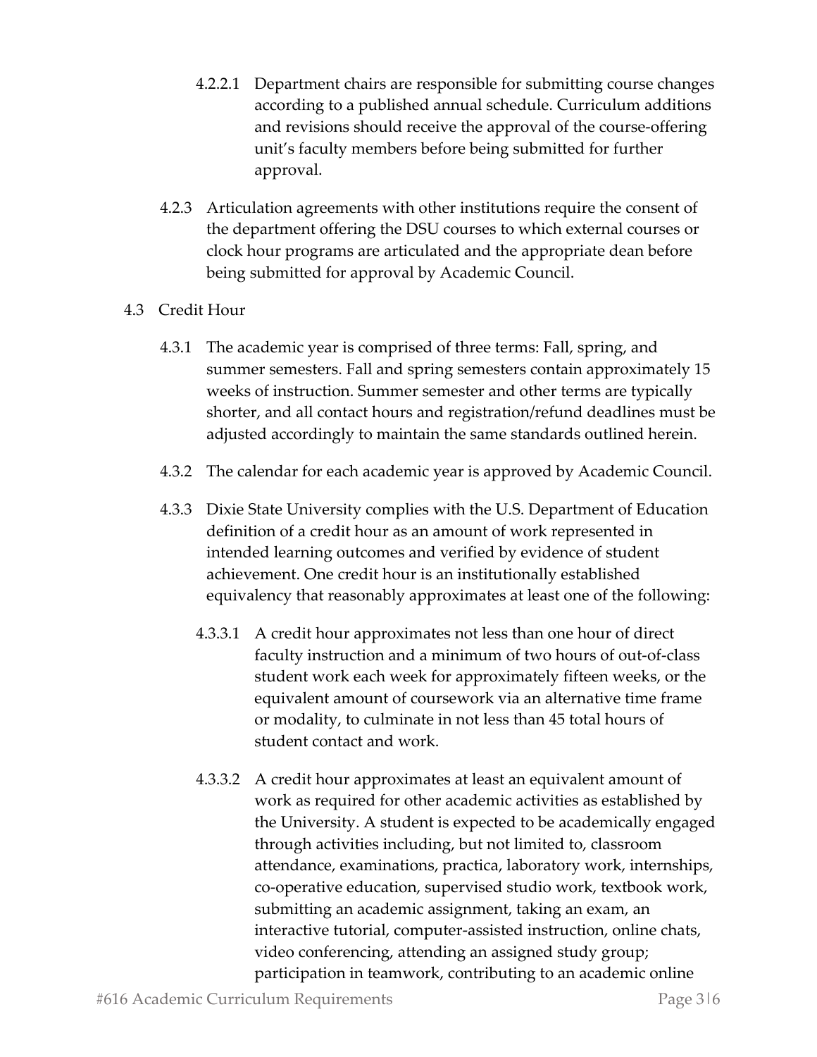4.2.2.1 Department chairs are responsible for submitting course changes according to a published annual schedule. Curriculum additions and revisions should receive the approval of the course-offering unit's faculty members before being submitted for further approval.

4.2.3 Articulation agreements with other institutions require the consent of the department offering the DSU courses to which external courses or clock hour programs are articulated and the appropriate dean before being submitted for approval by Academic Council.

4.3 Credit Hour

4.3.1 The academic year is comprised of three terms: Fall, spring, and summer semesters. Fall and spring semesters contain approximately 15 weeks of instruction. Summer semester and other terms are typically shorter, and all contact hours and registration/refund deadlines must be adjusted accordingly to maintain the same standards outlined herein.

4.3.2 The calendar for each academic year is approved by Academic Council.

4.3.3 Dixie State University complies with the U.S. Department of Education definition of a credit hour as an amount of work represented in intended learning outcomes and verified by evidence of student achievement. One credit hour is an institutionally established equivalency that reasonably approximates at least one of the following:

4.3.3.1 A credit hour approximates not less than one hour of direct faculty instruction and a minimum of two hours of out-of-class student work each week for approximately fifteen weeks, or the equivalent amount of coursework via an alternative time frame or modality, to culminate in not less than 45 total hours of student contact and work.

4.3.3.2 A credit hour approximates at least an equivalent amount of work as required for other academic activities as established by the University. A student is expected to be academically engaged through activities including, but not limited to, classroom attendance, examinations, practica, laboratory work, internships, co-operative education, supervised studio work, textbook work, submitting an academic assignment, taking an exam, an interactive tutorial, computer-assisted instruction, online chats, video conferencing, attending an assigned study group; participation in teamwork, contributing to an academic online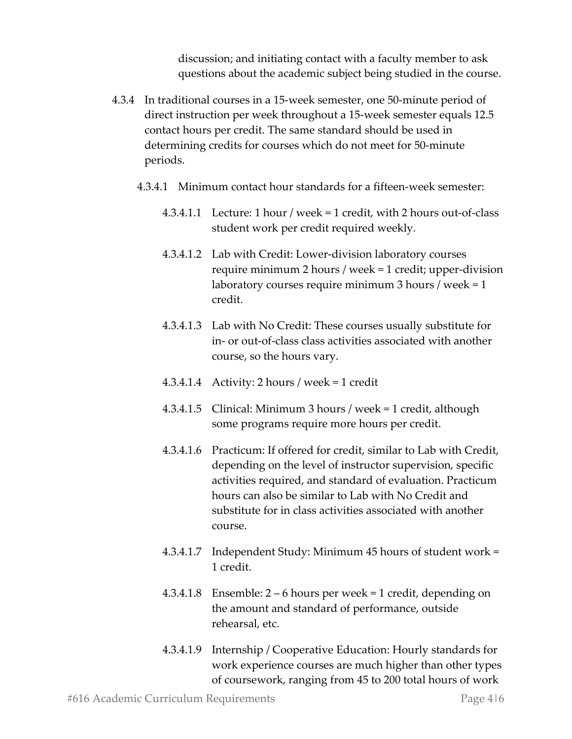discussion; and initiating contact with a faculty member to ask questions about the academic subject being studied in the course.

4.3.4 In traditional courses in a 15-week semester, one 50-minute period of direct instruction per week throughout a 15-week semester equals 12.5 contact hours per credit. The same standard should be used in determining credits for courses which do not meet for 50-minute periods.

4.3.4.1 Minimum contact hour standards for a fifteen-week semester:

4.3.4.1.1 Lecture: 1 hour / week = 1 credit, with 2 hours out-of-class student work per credit required weekly.

4.3.4.1.2 Lab with Credit: Lower-division laboratory courses require minimum 2 hours / week = 1 credit; upper-division laboratory courses require minimum 3 hours / week = 1 credit.

4.3.4.1.3 Lab with No Credit: These courses usually substitute for in- or out-of-class class activities associated with another course, so the hours vary.

4.3.4.1.4 Activity: 2 hours / week = 1 credit

4.3.4.1.5 Clinical: Minimum 3 hours / week = 1 credit, although some programs require more hours per credit.

4.3.4.1.6 Practicum: If offered for credit, similar to Lab with Credit, depending on the level of instructor supervision, specific activities required, and standard of evaluation. Practicum hours can also be similar to Lab with No Credit and substitute for in class activities associated with another course.

4.3.4.1.7 Independent Study: Minimum 45 hours of student work = 1 credit.

4.3.4.1.8 Ensemble: 2 – 6 hours per week = 1 credit, depending on the amount and standard of performance, outside rehearsal, etc.

4.3.4.1.9 Internship / Cooperative Education: Hourly standards for work experience courses are much higher than other types of coursework, ranging from 45 to 200 total hours of work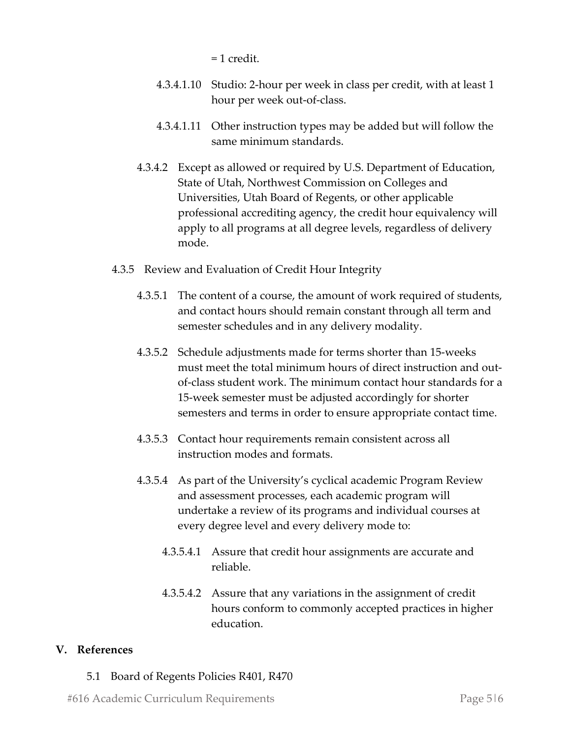= 1 credit.

4.3.4.1.10 Studio: 2-hour per week in class per credit, with at least 1 hour per week out-of-class.

4.3.4.1.11 Other instruction types may be added but will follow the same minimum standards.

4.3.4.2 Except as allowed or required by U.S. Department of Education, State of Utah, Northwest Commission on Colleges and Universities, Utah Board of Regents, or other applicable professional accrediting agency, the credit hour equivalency will apply to all programs at all degree levels, regardless of delivery mode.

4.3.5 Review and Evaluation of Credit Hour Integrity

4.3.5.1 The content of a course, the amount of work required of students, and contact hours should remain constant through all term and semester schedules and in any delivery modality.

4.3.5.2 Schedule adjustments made for terms shorter than 15-weeks must meet the total minimum hours of direct instruction and out-of-class student work. The minimum contact hour standards for a 15-week semester must be adjusted accordingly for shorter semesters and terms in order to ensure appropriate contact time.

4.3.5.3 Contact hour requirements remain consistent across all instruction modes and formats.

4.3.5.4 As part of the University's cyclical academic Program Review and assessment processes, each academic program will undertake a review of its programs and individual courses at every degree level and every delivery mode to:

4.3.5.4.1 Assure that credit hour assignments are accurate and reliable.

4.3.5.4.2 Assure that any variations in the assignment of credit hours conform to commonly accepted practices in higher education.

## V. References

5.1 Board of Regents Policies R401, R470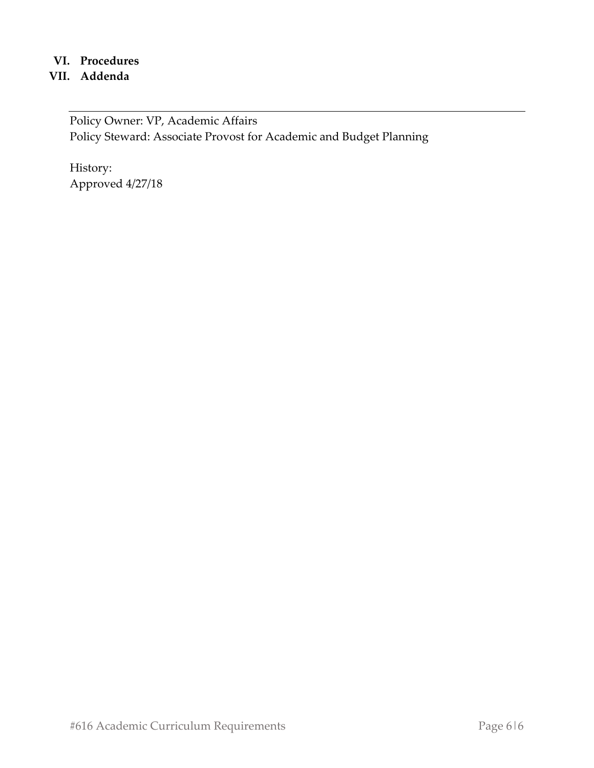## VI. Procedures

## VII. Addenda

---

Policy Owner: VP, Academic Affairs
Policy Steward: Associate Provost for Academic and Budget Planning

History:
Approved 4/27/18